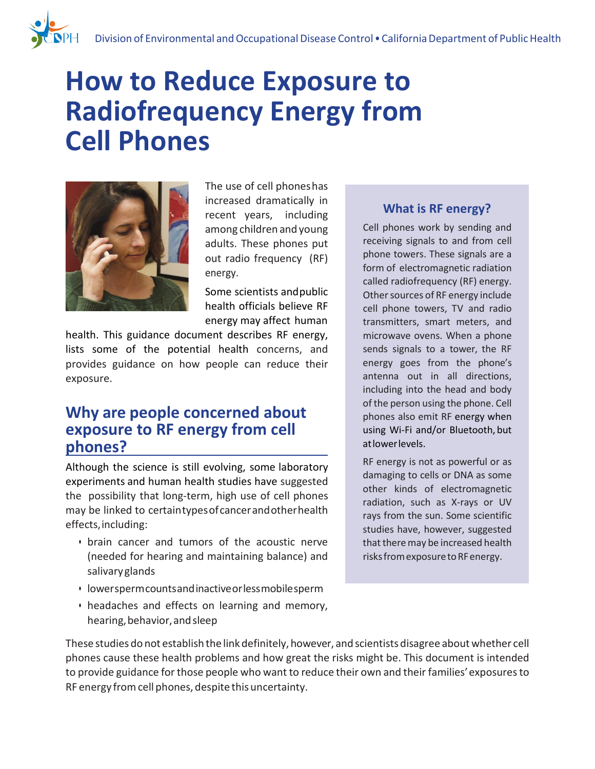# How to Reduce Exposure to Radiofrequency Energy from Cell Phones

The use of cell phones has increased dramatically in recent years, including among children and young adults. These phones put out radio frequency (RF) energy.

Some scientists and public health officials believe RF energy may affect human health. This guidance document describes RF energy, lists some of the potential health concerns, and provides guidance on how people can reduce their exposure.

## Why are people concerned about exposure to RF energy from cell phones?

Although the science is still evolving, some laboratory experiments and human health studies have suggested the possibility that long-term, high use of cell phones may be linked to certain types of cancer and other health effects, including:

- brain cancer and tumors of the acoustic nerve (needed for hearing and maintaining balance) and salivary glands
- lower sperm counts and inactive or less mobile sperm
- headaches and effects on learning and memory, hearing, behavior, and sleep

These studies do not establish the link definitely, however, and scientists disagree about whether cell phones cause these health problems and how great the risks might be. This document is intended to provide guidance for those people who want to reduce their own and their families' exposures to RF energy from cell phones, despite this uncertainty.

### What is RF energy?

Cell phones work by sending and receiving signals to and from cell phone towers. These signals are a form of electromagnetic radiation called radiofrequency (RF) energy. Other sources of RF energy include cell phone towers, TV and radio transmitters, smart meters, and microwave ovens. When a phone sends signals to a tower, the RF energy goes from the phone's antenna out in all directions, including into the head and body of the person using the phone. Cell phones also emit RF energy when using Wi-Fi and/or Bluetooth, but at lower levels.

RF energy is not as powerful or as damaging to cells or DNA as some other kinds of electromagnetic radiation, such as X-rays or UV rays from the sun. Some scientific studies have, however, suggested that there may be increased health risks from exposure to RF energy.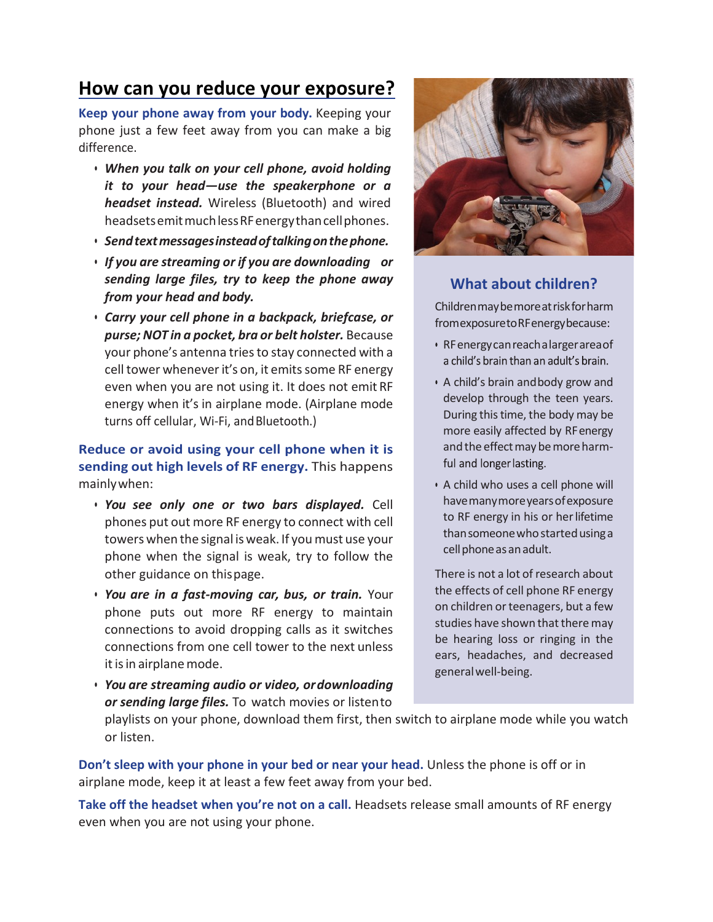## How can you reduce your exposure?

**Keep your phone away from your body.** Keeping your phone just a few feet away from you can make a big difference.

- ***When you talk on your cell phone, avoid holding it to your head—use the speakerphone or a headset instead.*** Wireless (Bluetooth) and wired headsets emit much less RF energy than cell phones.
- ***Send text messages instead of talking on the phone.***
- ***If you are streaming or if you are downloading or sending large files, try to keep the phone away from your head and body.***
- ***Carry your cell phone in a backpack, briefcase, or purse; NOT in a pocket, bra or belt holster.*** Because your phone's antenna tries to stay connected with a cell tower whenever it's on, it emits some RF energy even when you are not using it. It does not emit RF energy when it's in airplane mode. (Airplane mode turns off cellular, Wi-Fi, and Bluetooth.)

**Reduce or avoid using your cell phone when it is sending out high levels of RF energy.** This happens mainly when:

- ***You see only one or two bars displayed.*** Cell phones put out more RF energy to connect with cell towers when the signal is weak. If you must use your phone when the signal is weak, try to follow the other guidance on this page.
- ***You are in a fast-moving car, bus, or train.*** Your phone puts out more RF energy to maintain connections to avoid dropping calls as it switches connections from one cell tower to the next unless it is in airplane mode.
- ***You are streaming audio or video, or downloading or sending large files.*** To watch movies or listen to playlists on your phone, download them first, then switch to airplane mode while you watch or listen.

**Don't sleep with your phone in your bed or near your head.** Unless the phone is off or in airplane mode, keep it at least a few feet away from your bed.

**Take off the headset when you're not on a call.** Headsets release small amounts of RF energy even when you are not using your phone.

### What about children?

Children may be more at risk for harm from exposure to RF energy because:

- RF energy can reach a larger area of a child's brain than an adult's brain.
- A child's brain and body grow and develop through the teen years. During this time, the body may be more easily affected by RF energy and the effect may be more harmful and longer lasting.
- A child who uses a cell phone will have many more years of exposure to RF energy in his or her lifetime than someone who started using a cell phone as an adult.

There is not a lot of research about the effects of cell phone RF energy on children or teenagers, but a few studies have shown that there may be hearing loss or ringing in the ears, headaches, and decreased general well-being.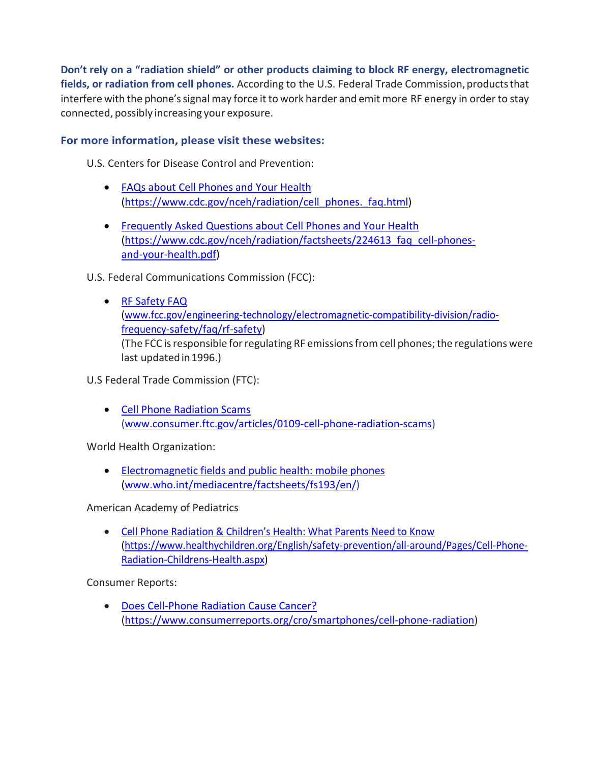**Don't rely on a "radiation shield" or other products claiming to block RF energy, electromagnetic fields, or radiation from cell phones.** According to the U.S. Federal Trade Commission, products that interfere with the phone's signal may force it to work harder and emit more RF energy in order to stay connected, possibly increasing your exposure.

## For more information, please visit these websites:

U.S. Centers for Disease Control and Prevention:

- [FAQs about Cell Phones and Your Health](https://www.cdc.gov/nceh/radiation/cell_phones._faq.html) (https://www.cdc.gov/nceh/radiation/cell_phones._faq.html)
- [Frequently Asked Questions about Cell Phones and Your Health](https://www.cdc.gov/nceh/radiation/factsheets/224613_faq_cell-phones-and-your-health.pdf) (https://www.cdc.gov/nceh/radiation/factsheets/224613_faq_cell-phones-and-your-health.pdf)

U.S. Federal Communications Commission (FCC):

- [RF Safety FAQ](www.fcc.gov/engineering-technology/electromagnetic-compatibility-division/radio-frequency-safety/faq/rf-safety) (www.fcc.gov/engineering-technology/electromagnetic-compatibility-division/radio-frequency-safety/faq/rf-safety)
  (The FCC is responsible for regulating RF emissions from cell phones; the regulations were last updated in 1996.)

U.S Federal Trade Commission (FTC):

- [Cell Phone Radiation Scams](www.consumer.ftc.gov/articles/0109-cell-phone-radiation-scams) (www.consumer.ftc.gov/articles/0109-cell-phone-radiation-scams)

World Health Organization:

- [Electromagnetic fields and public health: mobile phones](www.who.int/mediacentre/factsheets/fs193/en/) (www.who.int/mediacentre/factsheets/fs193/en/)

American Academy of Pediatrics

- [Cell Phone Radiation & Children's Health: What Parents Need to Know](https://www.healthychildren.org/English/safety-prevention/all-around/Pages/Cell-Phone-Radiation-Childrens-Health.aspx) (https://www.healthychildren.org/English/safety-prevention/all-around/Pages/Cell-Phone-Radiation-Childrens-Health.aspx)

Consumer Reports:

- [Does Cell-Phone Radiation Cause Cancer?](https://www.consumerreports.org/cro/smartphones/cell-phone-radiation) (https://www.consumerreports.org/cro/smartphones/cell-phone-radiation)